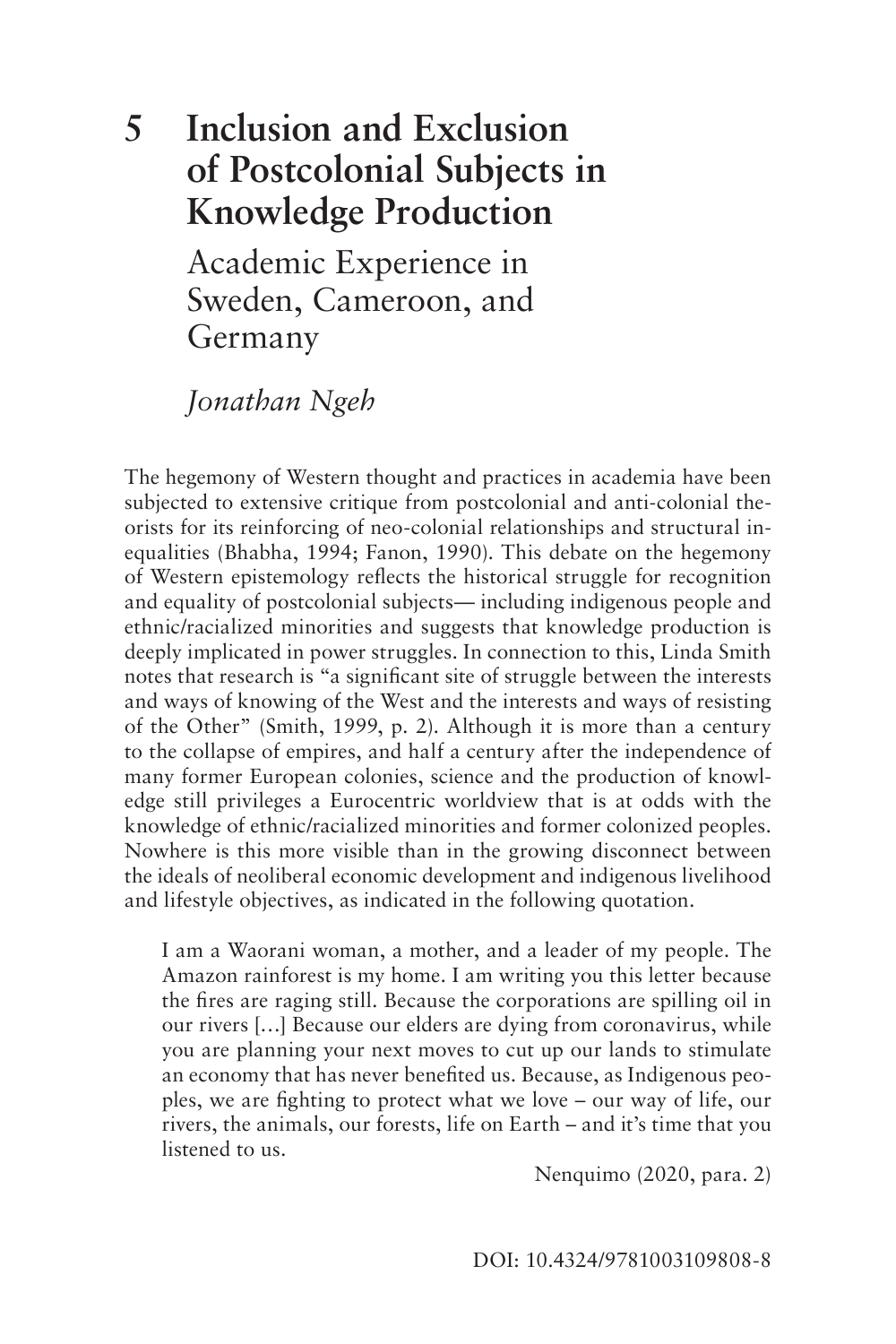# 5 Inclusion and Exclusion of Postcolonial Subjects in Knowledge Production

## Academic Experience in Sweden, Cameroon, and Germany

*Jonathan Ngeh*

The hegemony of Western thought and practices in academia have been subjected to extensive critique from postcolonial and anti-colonial theorists for its reinforcing of neo-colonial relationships and structural inequalities (Bhabha, 1994; Fanon, 1990). This debate on the hegemony of Western epistemology reflects the historical struggle for recognition and equality of postcolonial subjects— including indigenous people and ethnic/racialized minorities and suggests that knowledge production is deeply implicated in power struggles. In connection to this, Linda Smith notes that research is "a significant site of struggle between the interests and ways of knowing of the West and the interests and ways of resisting of the Other" (Smith, 1999, p. 2). Although it is more than a century to the collapse of empires, and half a century after the independence of many former European colonies, science and the production of knowledge still privileges a Eurocentric worldview that is at odds with the knowledge of ethnic/racialized minorities and former colonized peoples. Nowhere is this more visible than in the growing disconnect between the ideals of neoliberal economic development and indigenous livelihood and lifestyle objectives, as indicated in the following quotation.

> I am a Waorani woman, a mother, and a leader of my people. The Amazon rainforest is my home. I am writing you this letter because the fires are raging still. Because the corporations are spilling oil in our rivers […] Because our elders are dying from coronavirus, while you are planning your next moves to cut up our lands to stimulate an economy that has never benefited us. Because, as Indigenous peoples, we are fighting to protect what we love – our way of life, our rivers, the animals, our forests, life on Earth – and it's time that you listened to us.
>
> Nenquimo (2020, para. 2)

DOI: 10.4324/9781003109808-8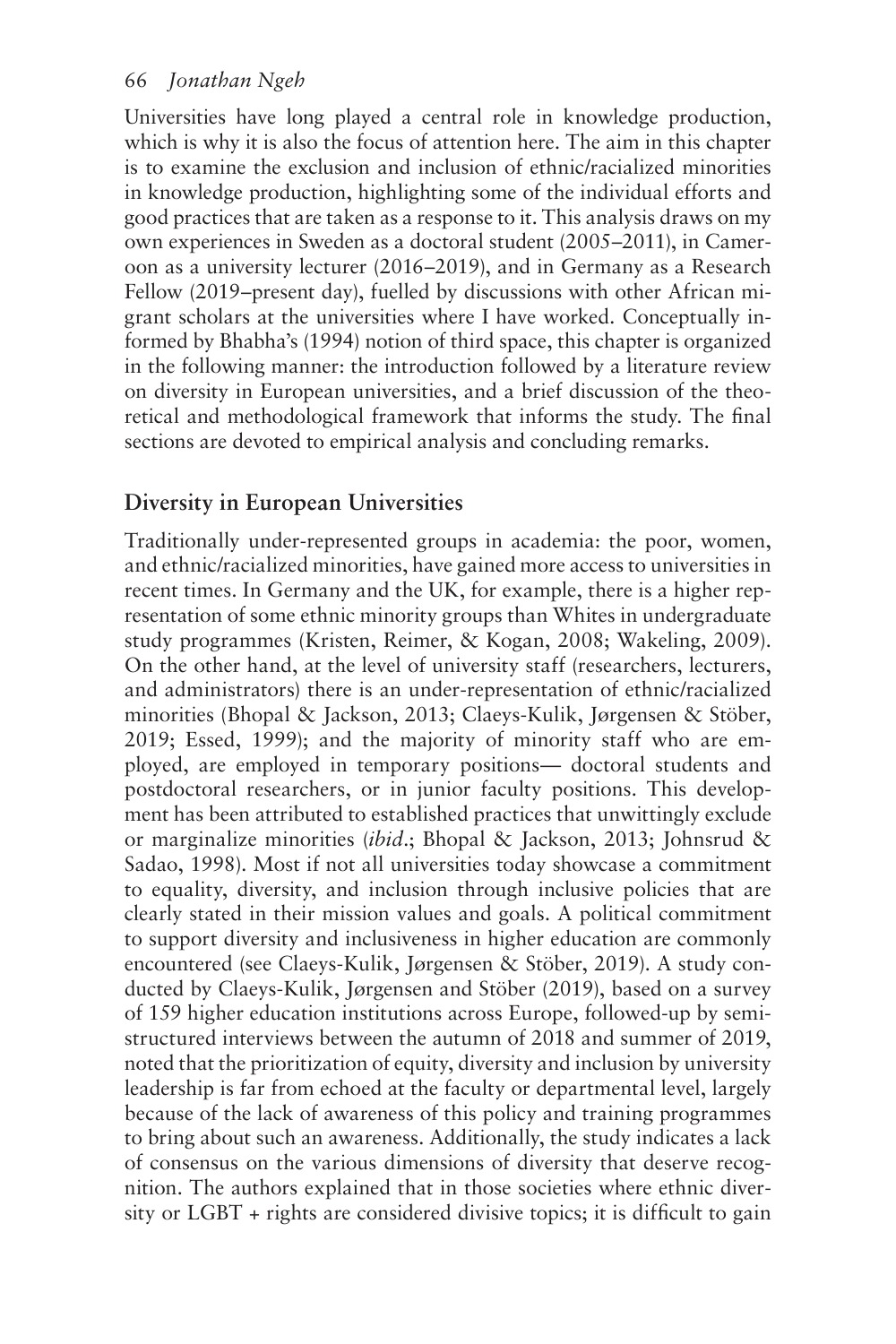Universities have long played a central role in knowledge production, which is why it is also the focus of attention here. The aim in this chapter is to examine the exclusion and inclusion of ethnic/racialized minorities in knowledge production, highlighting some of the individual efforts and good practices that are taken as a response to it. This analysis draws on my own experiences in Sweden as a doctoral student (2005–2011), in Cameroon as a university lecturer (2016–2019), and in Germany as a Research Fellow (2019–present day), fuelled by discussions with other African migrant scholars at the universities where I have worked. Conceptually informed by Bhabha's (1994) notion of third space, this chapter is organized in the following manner: the introduction followed by a literature review on diversity in European universities, and a brief discussion of the theoretical and methodological framework that informs the study. The final sections are devoted to empirical analysis and concluding remarks.

## Diversity in European Universities

Traditionally under-represented groups in academia: the poor, women, and ethnic/racialized minorities, have gained more access to universities in recent times. In Germany and the UK, for example, there is a higher representation of some ethnic minority groups than Whites in undergraduate study programmes (Kristen, Reimer, & Kogan, 2008; Wakeling, 2009). On the other hand, at the level of university staff (researchers, lecturers, and administrators) there is an under-representation of ethnic/racialized minorities (Bhopal & Jackson, 2013; Claeys-Kulik, Jørgensen & Stöber, 2019; Essed, 1999); and the majority of minority staff who are employed, are employed in temporary positions— doctoral students and postdoctoral researchers, or in junior faculty positions. This development has been attributed to established practices that unwittingly exclude or marginalize minorities (*ibid*.; Bhopal & Jackson, 2013; Johnsrud & Sadao, 1998). Most if not all universities today showcase a commitment to equality, diversity, and inclusion through inclusive policies that are clearly stated in their mission values and goals. A political commitment to support diversity and inclusiveness in higher education are commonly encountered (see Claeys-Kulik, Jørgensen & Stöber, 2019). A study conducted by Claeys-Kulik, Jørgensen and Stöber (2019), based on a survey of 159 higher education institutions across Europe, followed-up by semi-structured interviews between the autumn of 2018 and summer of 2019, noted that the prioritization of equity, diversity and inclusion by university leadership is far from echoed at the faculty or departmental level, largely because of the lack of awareness of this policy and training programmes to bring about such an awareness. Additionally, the study indicates a lack of consensus on the various dimensions of diversity that deserve recognition. The authors explained that in those societies where ethnic diversity or LGBT + rights are considered divisive topics; it is difficult to gain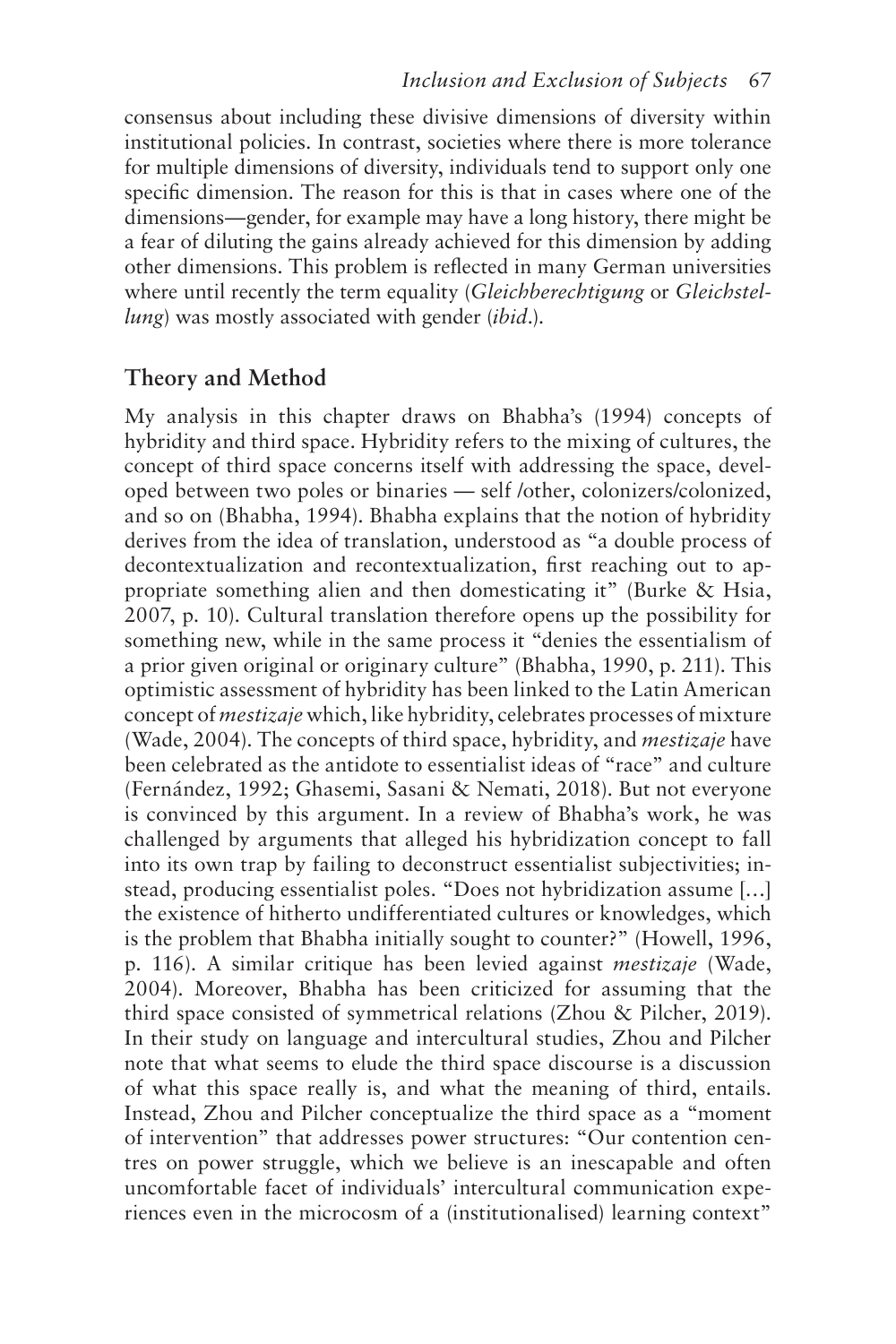consensus about including these divisive dimensions of diversity within institutional policies. In contrast, societies where there is more tolerance for multiple dimensions of diversity, individuals tend to support only one specific dimension. The reason for this is that in cases where one of the dimensions—gender, for example may have a long history, there might be a fear of diluting the gains already achieved for this dimension by adding other dimensions. This problem is reflected in many German universities where until recently the term equality (*Gleichberechtigung* or *Gleichstellung*) was mostly associated with gender (*ibid*.).

## Theory and Method

My analysis in this chapter draws on Bhabha's (1994) concepts of hybridity and third space. Hybridity refers to the mixing of cultures, the concept of third space concerns itself with addressing the space, developed between two poles or binaries — self /other, colonizers/colonized, and so on (Bhabha, 1994). Bhabha explains that the notion of hybridity derives from the idea of translation, understood as "a double process of decontextualization and recontextualization, first reaching out to appropriate something alien and then domesticating it" (Burke & Hsia, 2007, p. 10). Cultural translation therefore opens up the possibility for something new, while in the same process it "denies the essentialism of a prior given original or originary culture" (Bhabha, 1990, p. 211). This optimistic assessment of hybridity has been linked to the Latin American concept of *mestizaje* which, like hybridity, celebrates processes of mixture (Wade, 2004). The concepts of third space, hybridity, and *mestizaje* have been celebrated as the antidote to essentialist ideas of "race" and culture (Fernández, 1992; Ghasemi, Sasani & Nemati, 2018). But not everyone is convinced by this argument. In a review of Bhabha's work, he was challenged by arguments that alleged his hybridization concept to fall into its own trap by failing to deconstruct essentialist subjectivities; instead, producing essentialist poles. "Does not hybridization assume […] the existence of hitherto undifferentiated cultures or knowledges, which is the problem that Bhabha initially sought to counter?" (Howell, 1996, p. 116). A similar critique has been levied against *mestizaje* (Wade, 2004). Moreover, Bhabha has been criticized for assuming that the third space consisted of symmetrical relations (Zhou & Pilcher, 2019). In their study on language and intercultural studies, Zhou and Pilcher note that what seems to elude the third space discourse is a discussion of what this space really is, and what the meaning of third, entails. Instead, Zhou and Pilcher conceptualize the third space as a "moment of intervention" that addresses power structures: "Our contention centres on power struggle, which we believe is an inescapable and often uncomfortable facet of individuals' intercultural communication experiences even in the microcosm of a (institutionalised) learning context"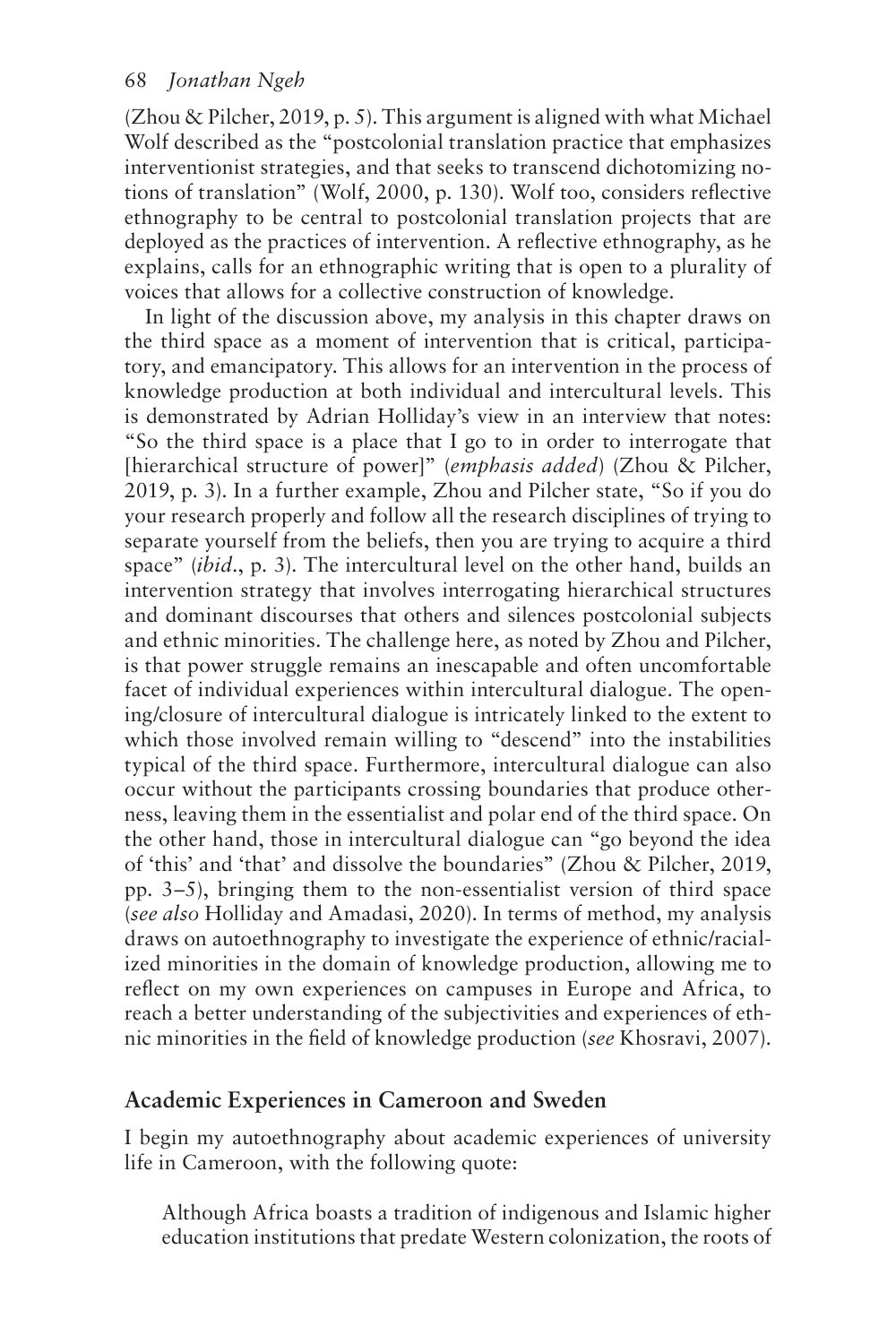(Zhou & Pilcher, 2019, p. 5). This argument is aligned with what Michael Wolf described as the "postcolonial translation practice that emphasizes interventionist strategies, and that seeks to transcend dichotomizing notions of translation" (Wolf, 2000, p. 130). Wolf too, considers reflective ethnography to be central to postcolonial translation projects that are deployed as the practices of intervention. A reflective ethnography, as he explains, calls for an ethnographic writing that is open to a plurality of voices that allows for a collective construction of knowledge.

In light of the discussion above, my analysis in this chapter draws on the third space as a moment of intervention that is critical, participatory, and emancipatory. This allows for an intervention in the process of knowledge production at both individual and intercultural levels. This is demonstrated by Adrian Holliday's view in an interview that notes: "So the third space is a place that I go to in order to interrogate that [hierarchical structure of power]" (*emphasis added*) (Zhou & Pilcher, 2019, p. 3). In a further example, Zhou and Pilcher state, "So if you do your research properly and follow all the research disciplines of trying to separate yourself from the beliefs, then you are trying to acquire a third space" (*ibid*., p. 3). The intercultural level on the other hand, builds an intervention strategy that involves interrogating hierarchical structures and dominant discourses that others and silences postcolonial subjects and ethnic minorities. The challenge here, as noted by Zhou and Pilcher, is that power struggle remains an inescapable and often uncomfortable facet of individual experiences within intercultural dialogue. The opening/closure of intercultural dialogue is intricately linked to the extent to which those involved remain willing to "descend" into the instabilities typical of the third space. Furthermore, intercultural dialogue can also occur without the participants crossing boundaries that produce otherness, leaving them in the essentialist and polar end of the third space. On the other hand, those in intercultural dialogue can "go beyond the idea of 'this' and 'that' and dissolve the boundaries" (Zhou & Pilcher, 2019, pp. 3–5), bringing them to the non-essentialist version of third space (*see also* Holliday and Amadasi, 2020). In terms of method, my analysis draws on autoethnography to investigate the experience of ethnic/racialized minorities in the domain of knowledge production, allowing me to reflect on my own experiences on campuses in Europe and Africa, to reach a better understanding of the subjectivities and experiences of ethnic minorities in the field of knowledge production (*see* Khosravi, 2007).

## Academic Experiences in Cameroon and Sweden

I begin my autoethnography about academic experiences of university life in Cameroon, with the following quote:

> Although Africa boasts a tradition of indigenous and Islamic higher education institutions that predate Western colonization, the roots of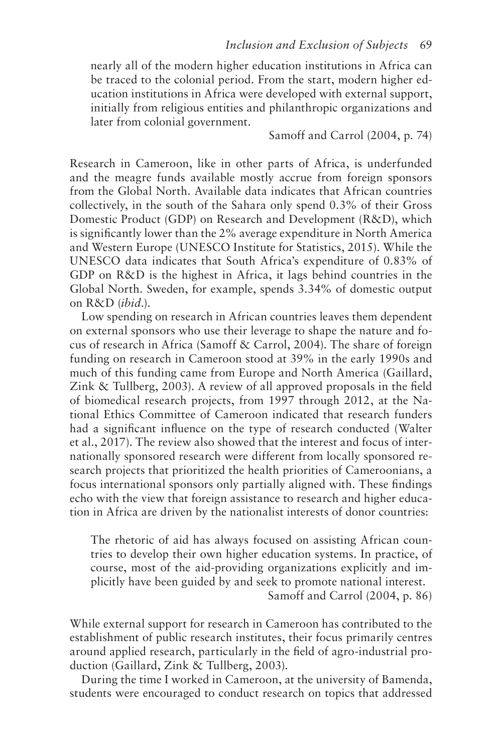> nearly all of the modern higher education institutions in Africa can be traced to the colonial period. From the start, modern higher education institutions in Africa were developed with external support, initially from religious entities and philanthropic organizations and later from colonial government.
>
> Samoff and Carrol (2004, p. 74)

Research in Cameroon, like in other parts of Africa, is underfunded and the meagre funds available mostly accrue from foreign sponsors from the Global North. Available data indicates that African countries collectively, in the south of the Sahara only spend 0.3% of their Gross Domestic Product (GDP) on Research and Development (R&D), which is significantly lower than the 2% average expenditure in North America and Western Europe (UNESCO Institute for Statistics, 2015). While the UNESCO data indicates that South Africa's expenditure of 0.83% of GDP on R&D is the highest in Africa, it lags behind countries in the Global North. Sweden, for example, spends 3.34% of domestic output on R&D (*ibid.*).

Low spending on research in African countries leaves them dependent on external sponsors who use their leverage to shape the nature and focus of research in Africa (Samoff & Carrol, 2004). The share of foreign funding on research in Cameroon stood at 39% in the early 1990s and much of this funding came from Europe and North America (Gaillard, Zink & Tullberg, 2003). A review of all approved proposals in the field of biomedical research projects, from 1997 through 2012, at the National Ethics Committee of Cameroon indicated that research funders had a significant influence on the type of research conducted (Walter et al., 2017). The review also showed that the interest and focus of internationally sponsored research were different from locally sponsored research projects that prioritized the health priorities of Cameroonians, a focus international sponsors only partially aligned with. These findings echo with the view that foreign assistance to research and higher education in Africa are driven by the nationalist interests of donor countries:

> The rhetoric of aid has always focused on assisting African countries to develop their own higher education systems. In practice, of course, most of the aid-providing organizations explicitly and implicitly have been guided by and seek to promote national interest.
>
> Samoff and Carrol (2004, p. 86)

While external support for research in Cameroon has contributed to the establishment of public research institutes, their focus primarily centres around applied research, particularly in the field of agro-industrial production (Gaillard, Zink & Tullberg, 2003).

During the time I worked in Cameroon, at the university of Bamenda, students were encouraged to conduct research on topics that addressed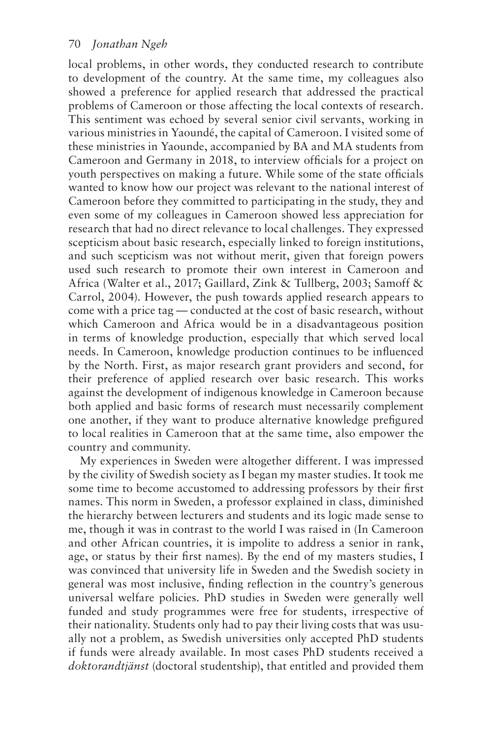local problems, in other words, they conducted research to contribute to development of the country. At the same time, my colleagues also showed a preference for applied research that addressed the practical problems of Cameroon or those affecting the local contexts of research. This sentiment was echoed by several senior civil servants, working in various ministries in Yaoundé, the capital of Cameroon. I visited some of these ministries in Yaounde, accompanied by BA and MA students from Cameroon and Germany in 2018, to interview officials for a project on youth perspectives on making a future. While some of the state officials wanted to know how our project was relevant to the national interest of Cameroon before they committed to participating in the study, they and even some of my colleagues in Cameroon showed less appreciation for research that had no direct relevance to local challenges. They expressed scepticism about basic research, especially linked to foreign institutions, and such scepticism was not without merit, given that foreign powers used such research to promote their own interest in Cameroon and Africa (Walter et al., 2017; Gaillard, Zink & Tullberg, 2003; Samoff & Carrol, 2004). However, the push towards applied research appears to come with a price tag — conducted at the cost of basic research, without which Cameroon and Africa would be in a disadvantageous position in terms of knowledge production, especially that which served local needs. In Cameroon, knowledge production continues to be influenced by the North. First, as major research grant providers and second, for their preference of applied research over basic research. This works against the development of indigenous knowledge in Cameroon because both applied and basic forms of research must necessarily complement one another, if they want to produce alternative knowledge prefigured to local realities in Cameroon that at the same time, also empower the country and community.

My experiences in Sweden were altogether different. I was impressed by the civility of Swedish society as I began my master studies. It took me some time to become accustomed to addressing professors by their first names. This norm in Sweden, a professor explained in class, diminished the hierarchy between lecturers and students and its logic made sense to me, though it was in contrast to the world I was raised in (In Cameroon and other African countries, it is impolite to address a senior in rank, age, or status by their first names). By the end of my masters studies, I was convinced that university life in Sweden and the Swedish society in general was most inclusive, finding reflection in the country's generous universal welfare policies. PhD studies in Sweden were generally well funded and study programmes were free for students, irrespective of their nationality. Students only had to pay their living costs that was usually not a problem, as Swedish universities only accepted PhD students if funds were already available. In most cases PhD students received a *doktorandtjänst* (doctoral studentship), that entitled and provided them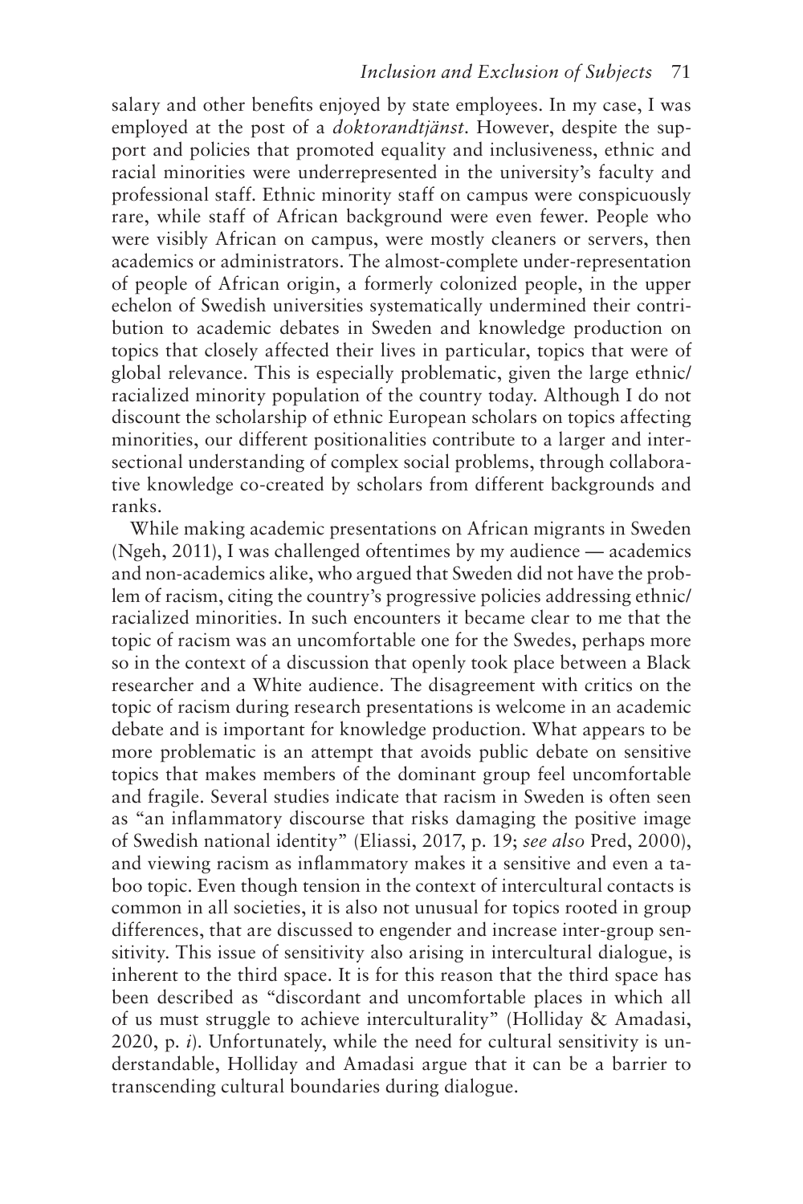salary and other benefits enjoyed by state employees. In my case, I was employed at the post of a *doktorandtjänst*. However, despite the support and policies that promoted equality and inclusiveness, ethnic and racial minorities were underrepresented in the university's faculty and professional staff. Ethnic minority staff on campus were conspicuously rare, while staff of African background were even fewer. People who were visibly African on campus, were mostly cleaners or servers, then academics or administrators. The almost-complete under-representation of people of African origin, a formerly colonized people, in the upper echelon of Swedish universities systematically undermined their contribution to academic debates in Sweden and knowledge production on topics that closely affected their lives in particular, topics that were of global relevance. This is especially problematic, given the large ethnic/racialized minority population of the country today. Although I do not discount the scholarship of ethnic European scholars on topics affecting minorities, our different positionalities contribute to a larger and intersectional understanding of complex social problems, through collaborative knowledge co-created by scholars from different backgrounds and ranks.

While making academic presentations on African migrants in Sweden (Ngeh, 2011), I was challenged oftentimes by my audience — academics and non-academics alike, who argued that Sweden did not have the problem of racism, citing the country's progressive policies addressing ethnic/racialized minorities. In such encounters it became clear to me that the topic of racism was an uncomfortable one for the Swedes, perhaps more so in the context of a discussion that openly took place between a Black researcher and a White audience. The disagreement with critics on the topic of racism during research presentations is welcome in an academic debate and is important for knowledge production. What appears to be more problematic is an attempt that avoids public debate on sensitive topics that makes members of the dominant group feel uncomfortable and fragile. Several studies indicate that racism in Sweden is often seen as "an inflammatory discourse that risks damaging the positive image of Swedish national identity" (Eliassi, 2017, p. 19; *see also* Pred, 2000), and viewing racism as inflammatory makes it a sensitive and even a taboo topic. Even though tension in the context of intercultural contacts is common in all societies, it is also not unusual for topics rooted in group differences, that are discussed to engender and increase inter-group sensitivity. This issue of sensitivity also arising in intercultural dialogue, is inherent to the third space. It is for this reason that the third space has been described as "discordant and uncomfortable places in which all of us must struggle to achieve interculturality" (Holliday & Amadasi, 2020, p. *i*). Unfortunately, while the need for cultural sensitivity is understandable, Holliday and Amadasi argue that it can be a barrier to transcending cultural boundaries during dialogue.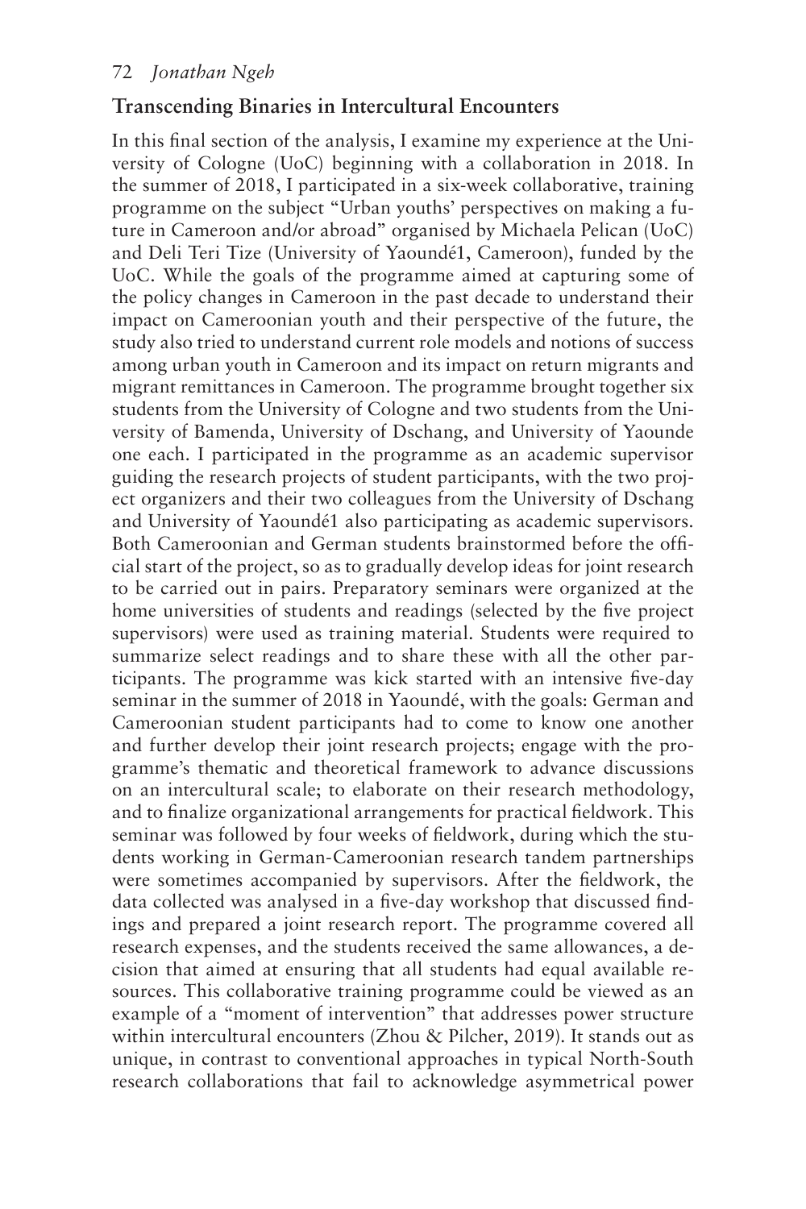## Transcending Binaries in Intercultural Encounters

In this final section of the analysis, I examine my experience at the University of Cologne (UoC) beginning with a collaboration in 2018. In the summer of 2018, I participated in a six-week collaborative, training programme on the subject "Urban youths' perspectives on making a future in Cameroon and/or abroad" organised by Michaela Pelican (UoC) and Deli Teri Tize (University of Yaoundé1, Cameroon), funded by the UoC. While the goals of the programme aimed at capturing some of the policy changes in Cameroon in the past decade to understand their impact on Cameroonian youth and their perspective of the future, the study also tried to understand current role models and notions of success among urban youth in Cameroon and its impact on return migrants and migrant remittances in Cameroon. The programme brought together six students from the University of Cologne and two students from the University of Bamenda, University of Dschang, and University of Yaounde one each. I participated in the programme as an academic supervisor guiding the research projects of student participants, with the two project organizers and their two colleagues from the University of Dschang and University of Yaoundé1 also participating as academic supervisors. Both Cameroonian and German students brainstormed before the official start of the project, so as to gradually develop ideas for joint research to be carried out in pairs. Preparatory seminars were organized at the home universities of students and readings (selected by the five project supervisors) were used as training material. Students were required to summarize select readings and to share these with all the other participants. The programme was kick started with an intensive five-day seminar in the summer of 2018 in Yaoundé, with the goals: German and Cameroonian student participants had to come to know one another and further develop their joint research projects; engage with the programme's thematic and theoretical framework to advance discussions on an intercultural scale; to elaborate on their research methodology, and to finalize organizational arrangements for practical fieldwork. This seminar was followed by four weeks of fieldwork, during which the students working in German-Cameroonian research tandem partnerships were sometimes accompanied by supervisors. After the fieldwork, the data collected was analysed in a five-day workshop that discussed findings and prepared a joint research report. The programme covered all research expenses, and the students received the same allowances, a decision that aimed at ensuring that all students had equal available resources. This collaborative training programme could be viewed as an example of a "moment of intervention" that addresses power structure within intercultural encounters (Zhou & Pilcher, 2019). It stands out as unique, in contrast to conventional approaches in typical North-South research collaborations that fail to acknowledge asymmetrical power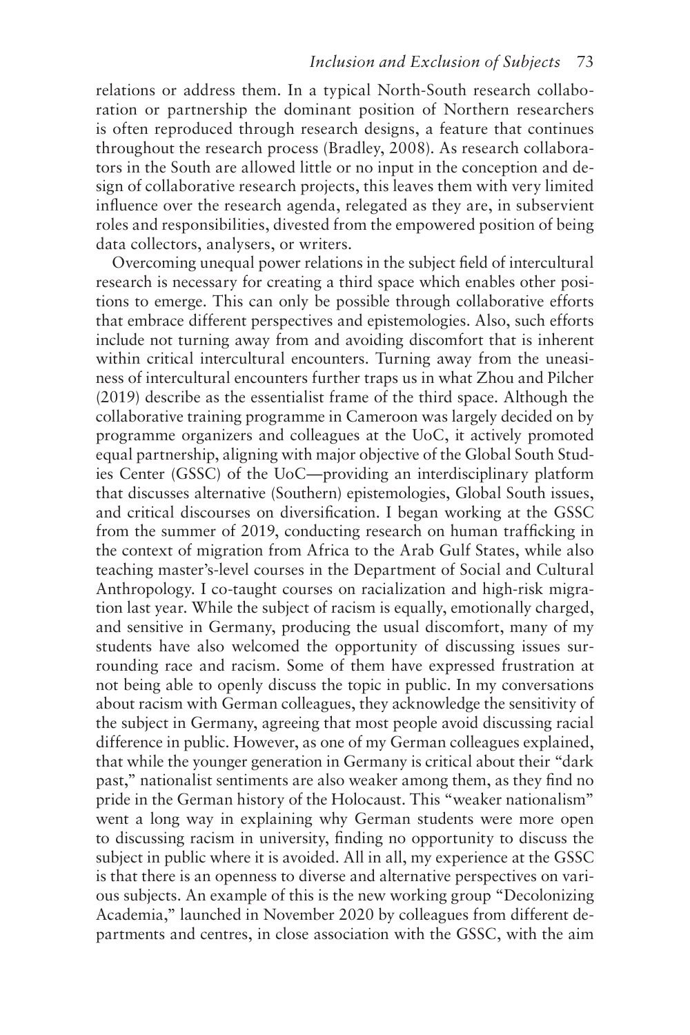relations or address them. In a typical North-South research collaboration or partnership the dominant position of Northern researchers is often reproduced through research designs, a feature that continues throughout the research process (Bradley, 2008). As research collaborators in the South are allowed little or no input in the conception and design of collaborative research projects, this leaves them with very limited influence over the research agenda, relegated as they are, in subservient roles and responsibilities, divested from the empowered position of being data collectors, analysers, or writers.

Overcoming unequal power relations in the subject field of intercultural research is necessary for creating a third space which enables other positions to emerge. This can only be possible through collaborative efforts that embrace different perspectives and epistemologies. Also, such efforts include not turning away from and avoiding discomfort that is inherent within critical intercultural encounters. Turning away from the uneasiness of intercultural encounters further traps us in what Zhou and Pilcher (2019) describe as the essentialist frame of the third space. Although the collaborative training programme in Cameroon was largely decided on by programme organizers and colleagues at the UoC, it actively promoted equal partnership, aligning with major objective of the Global South Studies Center (GSSC) of the UoC—providing an interdisciplinary platform that discusses alternative (Southern) epistemologies, Global South issues, and critical discourses on diversification. I began working at the GSSC from the summer of 2019, conducting research on human trafficking in the context of migration from Africa to the Arab Gulf States, while also teaching master's-level courses in the Department of Social and Cultural Anthropology. I co-taught courses on racialization and high-risk migration last year. While the subject of racism is equally, emotionally charged, and sensitive in Germany, producing the usual discomfort, many of my students have also welcomed the opportunity of discussing issues surrounding race and racism. Some of them have expressed frustration at not being able to openly discuss the topic in public. In my conversations about racism with German colleagues, they acknowledge the sensitivity of the subject in Germany, agreeing that most people avoid discussing racial difference in public. However, as one of my German colleagues explained, that while the younger generation in Germany is critical about their "dark past," nationalist sentiments are also weaker among them, as they find no pride in the German history of the Holocaust. This "weaker nationalism" went a long way in explaining why German students were more open to discussing racism in university, finding no opportunity to discuss the subject in public where it is avoided. All in all, my experience at the GSSC is that there is an openness to diverse and alternative perspectives on various subjects. An example of this is the new working group "Decolonizing Academia," launched in November 2020 by colleagues from different departments and centres, in close association with the GSSC, with the aim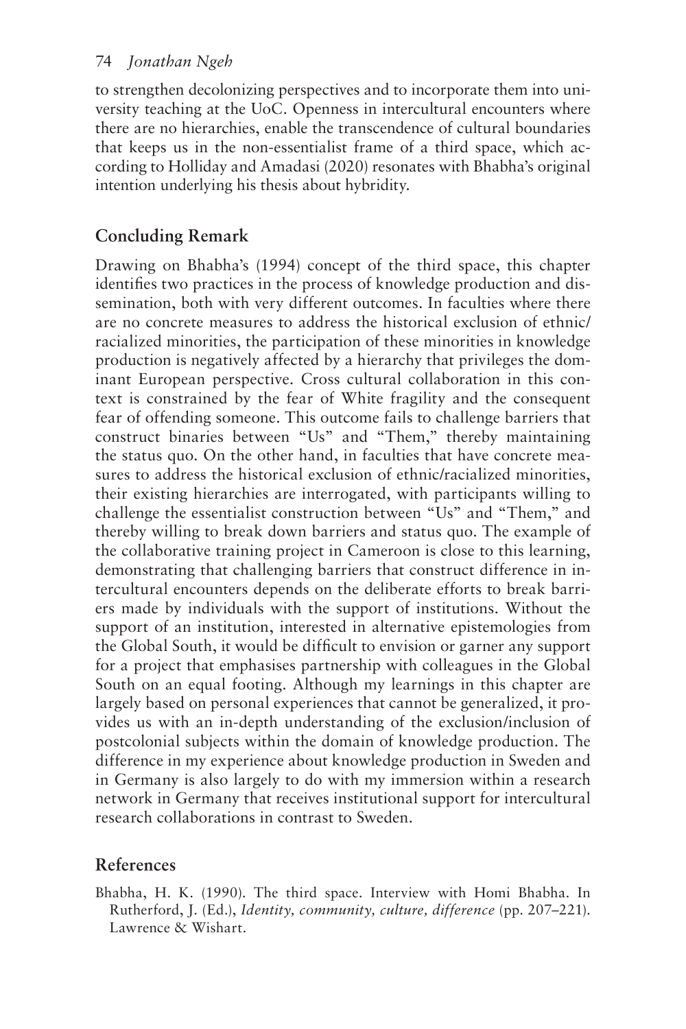to strengthen decolonizing perspectives and to incorporate them into university teaching at the UoC. Openness in intercultural encounters where there are no hierarchies, enable the transcendence of cultural boundaries that keeps us in the non-essentialist frame of a third space, which according to Holliday and Amadasi (2020) resonates with Bhabha's original intention underlying his thesis about hybridity.

## Concluding Remark

Drawing on Bhabha's (1994) concept of the third space, this chapter identifies two practices in the process of knowledge production and dissemination, both with very different outcomes. In faculties where there are no concrete measures to address the historical exclusion of ethnic/racialized minorities, the participation of these minorities in knowledge production is negatively affected by a hierarchy that privileges the dominant European perspective. Cross cultural collaboration in this context is constrained by the fear of White fragility and the consequent fear of offending someone. This outcome fails to challenge barriers that construct binaries between "Us" and "Them," thereby maintaining the status quo. On the other hand, in faculties that have concrete measures to address the historical exclusion of ethnic/racialized minorities, their existing hierarchies are interrogated, with participants willing to challenge the essentialist construction between "Us" and "Them," and thereby willing to break down barriers and status quo. The example of the collaborative training project in Cameroon is close to this learning, demonstrating that challenging barriers that construct difference in intercultural encounters depends on the deliberate efforts to break barriers made by individuals with the support of institutions. Without the support of an institution, interested in alternative epistemologies from the Global South, it would be difficult to envision or garner any support for a project that emphasises partnership with colleagues in the Global South on an equal footing. Although my learnings in this chapter are largely based on personal experiences that cannot be generalized, it provides us with an in-depth understanding of the exclusion/inclusion of postcolonial subjects within the domain of knowledge production. The difference in my experience about knowledge production in Sweden and in Germany is also largely to do with my immersion within a research network in Germany that receives institutional support for intercultural research collaborations in contrast to Sweden.

## References

Bhabha, H. K. (1990). The third space. Interview with Homi Bhabha. In Rutherford, J. (Ed.), *Identity, community, culture, difference* (pp. 207–221). Lawrence & Wishart.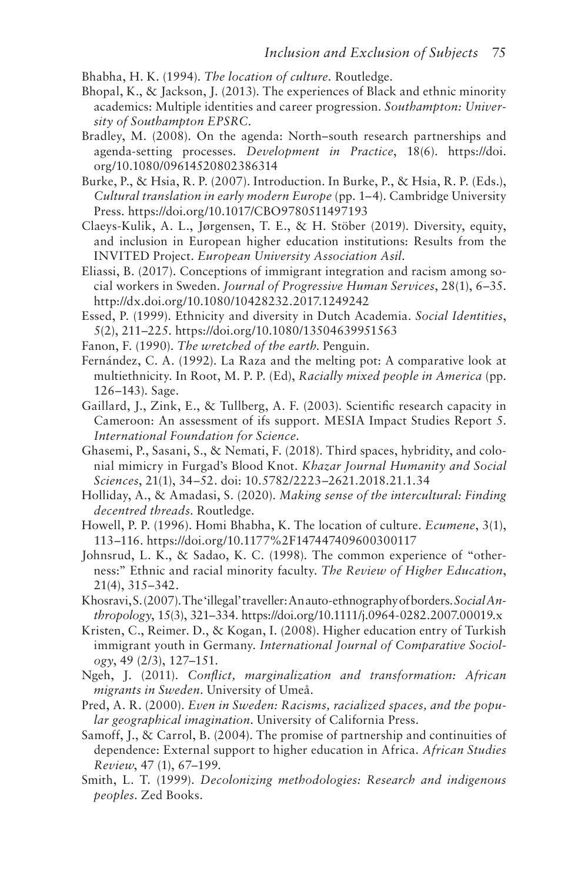Bhabha, H. K. (1994). *The location of culture*. Routledge.

Bhopal, K., & Jackson, J. (2013). The experiences of Black and ethnic minority academics: Multiple identities and career progression. *Southampton: University of Southampton EPSRC*.

Bradley, M. (2008). On the agenda: North–south research partnerships and agenda-setting processes. *Development in Practice*, 18(6). https://doi.org/10.1080/09614520802386314

Burke, P., & Hsia, R. P. (2007). Introduction. In Burke, P., & Hsia, R. P. (Eds.), *Cultural translation in early modern Europe* (pp. 1–4). Cambridge University Press. https://doi.org/10.1017/CBO9780511497193

Claeys-Kulik, A. L., Jørgensen, T. E., & H. Stöber (2019). Diversity, equity, and inclusion in European higher education institutions: Results from the INVITED Project. *European University Association Asil*.

Eliassi, B. (2017). Conceptions of immigrant integration and racism among social workers in Sweden. *Journal of Progressive Human Services*, 28(1), 6–35. http://dx.doi.org/10.1080/10428232.2017.1249242

Essed, P. (1999). Ethnicity and diversity in Dutch Academia. *Social Identities*, 5(2), 211–225. https://doi.org/10.1080/13504639951563

Fanon, F. (1990). *The wretched of the earth*. Penguin.

Fernández, C. A. (1992). La Raza and the melting pot: A comparative look at multiethnicity. In Root, M. P. P. (Ed), *Racially mixed people in America* (pp. 126–143). Sage.

Gaillard, J., Zink, E., & Tullberg, A. F. (2003). Scientific research capacity in Cameroon: An assessment of ifs support. MESIA Impact Studies Report 5. *International Foundation for Science*.

Ghasemi, P., Sasani, S., & Nemati, F. (2018). Third spaces, hybridity, and colonial mimicry in Furgad's Blood Knot. *Khazar Journal Humanity and Social Sciences*, 21(1), 34–52. doi: 10.5782/2223–2621.2018.21.1.34

Holliday, A., & Amadasi, S. (2020). *Making sense of the intercultural: Finding decentred threads*. Routledge.

Howell, P. P. (1996). Homi Bhabha, K. The location of culture. *Ecumene*, 3(1), 113–116. https://doi.org/10.1177%2F147447409600300117

Johnsrud, L. K., & Sadao, K. C. (1998). The common experience of "otherness:" Ethnic and racial minority faculty. *The Review of Higher Education*, 21(4), 315–342.

Khosravi, S. (2007). The 'illegal' traveller: An auto-ethnography of borders. *Social Anthropology*, 15(3), 321–334. https://doi.org/10.1111/j.0964-0282.2007.00019.x

Kristen, C., Reimer. D., & Kogan, I. (2008). Higher education entry of Turkish immigrant youth in Germany. *International Journal of Comparative Sociology*, 49 (2/3), 127–151.

Ngeh, J. (2011). *Conflict, marginalization and transformation: African migrants in Sweden*. University of Umeå.

Pred, A. R. (2000). *Even in Sweden: Racisms, racialized spaces, and the popular geographical imagination*. University of California Press.

Samoff, J., & Carrol, B. (2004). The promise of partnership and continuities of dependence: External support to higher education in Africa. *African Studies Review*, 47 (1), 67–199.

Smith, L. T. (1999). *Decolonizing methodologies: Research and indigenous peoples*. Zed Books.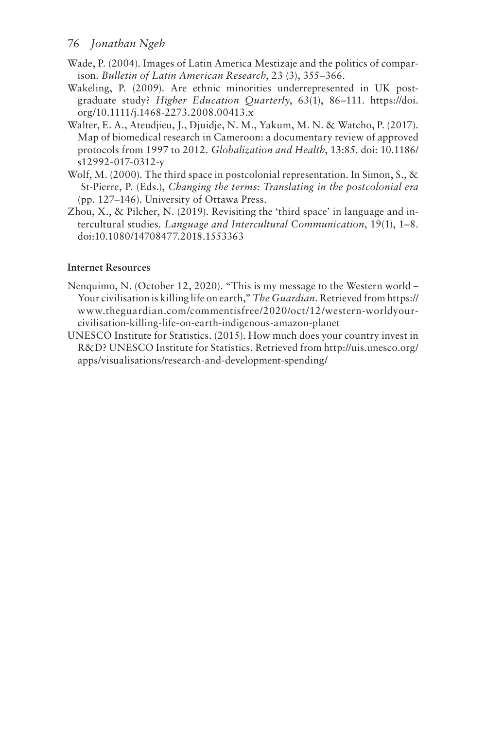Wade, P. (2004). Images of Latin America Mestizaje and the politics of comparison. *Bulletin of Latin American Research*, 23 (3), 355–366.

Wakeling, P. (2009). Are ethnic minorities underrepresented in UK postgraduate study? *Higher Education Quarterly*, 63(1), 86–111. https://doi.org/10.1111/j.1468-2273.2008.00413.x

Walter, E. A., Ateudjieu, J., Djuidje, N. M., Yakum, M. N. & Watcho, P. (2017). Map of biomedical research in Cameroon: a documentary review of approved protocols from 1997 to 2012. *Globalization and Health*, 13:85. doi: 10.1186/s12992-017-0312-y

Wolf, M. (2000). The third space in postcolonial representation. In Simon, S., & St-Pierre, P. (Eds.), *Changing the terms: Translating in the postcolonial era* (pp. 127–146). University of Ottawa Press.

Zhou, X., & Pilcher, N. (2019). Revisiting the 'third space' in language and intercultural studies. *Language and Intercultural Communication*, 19(1), 1–8. doi:10.1080/14708477.2018.1553363

**Internet Resources**

Nenquimo, N. (October 12, 2020). "This is my message to the Western world – Your civilisation is killing life on earth," *The Guardian*. Retrieved from https://www.theguardian.com/commentisfree/2020/oct/12/western-worldyour-civilisation-killing-life-on-earth-indigenous-amazon-planet

UNESCO Institute for Statistics. (2015). How much does your country invest in R&D? UNESCO Institute for Statistics. Retrieved from http://uis.unesco.org/apps/visualisations/research-and-development-spending/